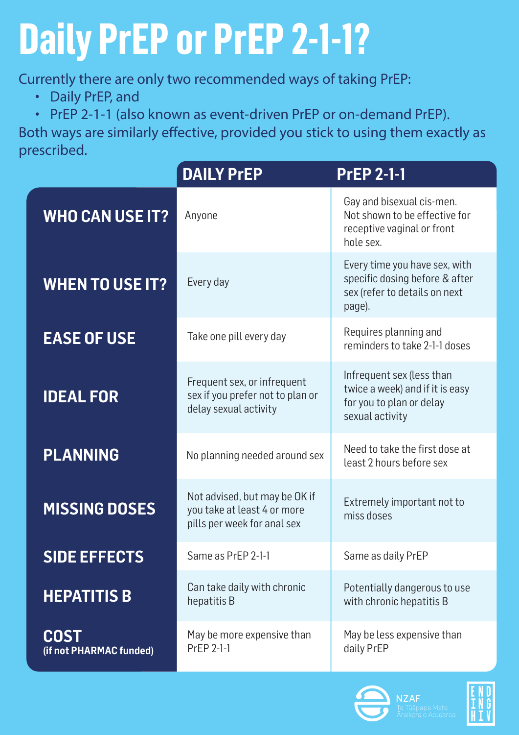# Daily PrEP or PrEP 2-1-1?

Currently there are only two recommended ways of taking PrEP:

- Daily PrEP, and
- PrEP 2-1-1 (also known as event-driven PrEP or on-demand PrEP).

Both ways are similarly effective, provided you stick to using them exactly as prescribed.

| | DAILY PrEP | PrEP 2-1-1 |
|---|---|---|
| **WHO CAN USE IT?** | Anyone | Gay and bisexual cis-men. Not shown to be effective for receptive vaginal or front hole sex. |
| **WHEN TO USE IT?** | Every day | Every time you have sex, with specific dosing before & after sex (refer to details on next page). |
| **EASE OF USE** | Take one pill every day | Requires planning and reminders to take 2-1-1 doses |
| **IDEAL FOR** | Frequent sex, or infrequent sex if you prefer not to plan or delay sexual activity | Infrequent sex (less than twice a week) and if it is easy for you to plan or delay sexual activity |
| **PLANNING** | No planning needed around sex | Need to take the first dose at least 2 hours before sex |
| **MISSING DOSES** | Not advised, but may be OK if you take at least 4 or more pills per week for anal sex | Extremely important not to miss doses |
| **SIDE EFFECTS** | Same as PrEP 2-1-1 | Same as daily PrEP |
| **HEPATITIS B** | Can take daily with chronic hepatitis B | Potentially dangerous to use with chronic hepatitis B |
| **COST** (if not PHARMAC funded) | May be more expensive than PrEP 2-1-1 | May be less expensive than daily PrEP |

NZAF Te Tūāpapa Mate Āraikore o Aotearoa

ENDING HIV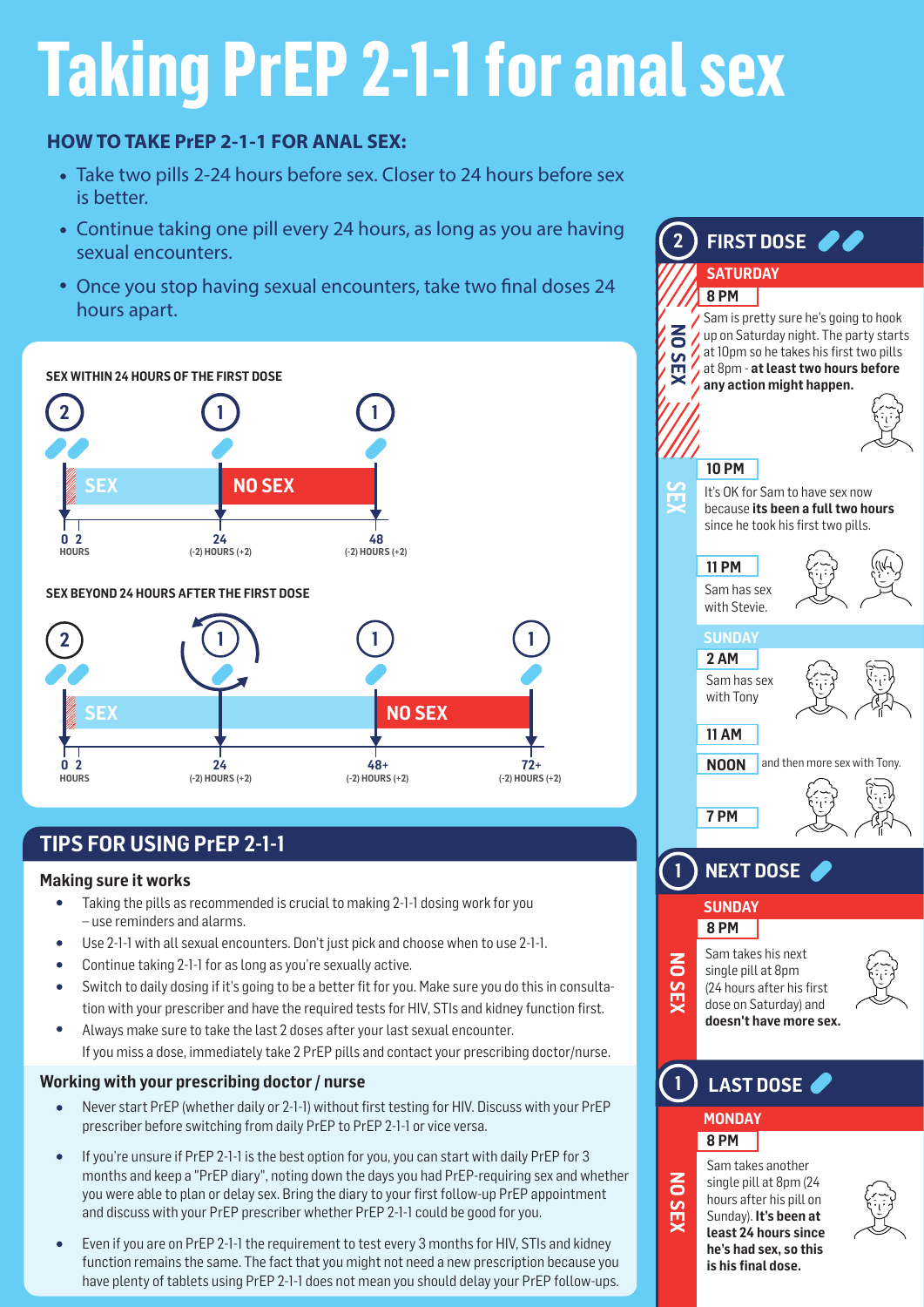# Taking PrEP 2-1-1 for anal sex

### HOW TO TAKE PrEP 2-1-1 FOR ANAL SEX:

- Take two pills 2-24 hours before sex. Closer to 24 hours before sex is better.
- Continue taking one pill every 24 hours, as long as you are having sexual encounters.
- Once you stop having sexual encounters, take two final doses 24 hours apart.

**SEX WITHIN 24 HOURS OF THE FIRST DOSE**

2 1 1

SEX NO SEX

0 2 HOURS

24 (-2) HOURS (+2)

48 (-2) HOURS (+2)

**SEX BEYOND 24 HOURS AFTER THE FIRST DOSE**

2 1 1 1

SEX NO SEX

0 2 HOURS

24 (-2) HOURS (+2)

48+ (-2) HOURS (+2)

72+ (-2) HOURS (+2)

## TIPS FOR USING PrEP 2-1-1

### Making sure it works

- Taking the pills as recommended is crucial to making 2-1-1 dosing work for you – use reminders and alarms.
- Use 2-1-1 with all sexual encounters. Don't just pick and choose when to use 2-1-1.
- Continue taking 2-1-1 for as long as you're sexually active.
- Switch to daily dosing if it's going to be a better fit for you. Make sure you do this in consultation with your prescriber and have the required tests for HIV, STIs and kidney function first.
- Always make sure to take the last 2 doses after your last sexual encounter. If you miss a dose, immediately take 2 PrEP pills and contact your prescribing doctor/nurse.

### Working with your prescribing doctor / nurse

- Never start PrEP (whether daily or 2-1-1) without first testing for HIV. Discuss with your PrEP prescriber before switching from daily PrEP to PrEP 2-1-1 or vice versa.
- If you're unsure if PrEP 2-1-1 is the best option for you, you can start with daily PrEP for 3 months and keep a "PrEP diary", noting down the days you had PrEP-requiring sex and whether you were able to plan or delay sex. Bring the diary to your first follow-up PrEP appointment and discuss with your PrEP prescriber whether PrEP 2-1-1 could be good for you.
- Even if you are on PrEP 2-1-1 the requirement to test every 3 months for HIV, STIs and kidney function remains the same. The fact that you might not need a new prescription because you have plenty of tablets using PrEP 2-1-1 does not mean you should delay your PrEP follow-ups.

## 2 FIRST DOSE

**SATURDAY**

NO SEX

**8 PM**

Sam is pretty sure he's going to hook up on Saturday night. The party starts at 10pm so he takes his first two pills at 8pm - **at least two hours before any action might happen.**

SEX

**10 PM**

It's OK for Sam to have sex now because **its been a full two hours** since he took his first two pills.

**11 PM**

Sam has sex with Stevie.

**SUNDAY**

**2 AM**

Sam has sex with Tony

**11 AM**

**NOON**

and then more sex with Tony.

**7 PM**

## 1 NEXT DOSE

**SUNDAY**

NO SEX

**8 PM**

Sam takes his next single pill at 8pm (24 hours after his first dose on Saturday) and **doesn't have more sex.**

## 1 LAST DOSE

**MONDAY**

NO SEX

**8 PM**

Sam takes another single pill at 8pm (24 hours after his pill on Sunday). **It's been at least 24 hours since he's had sex, so this is his final dose.**